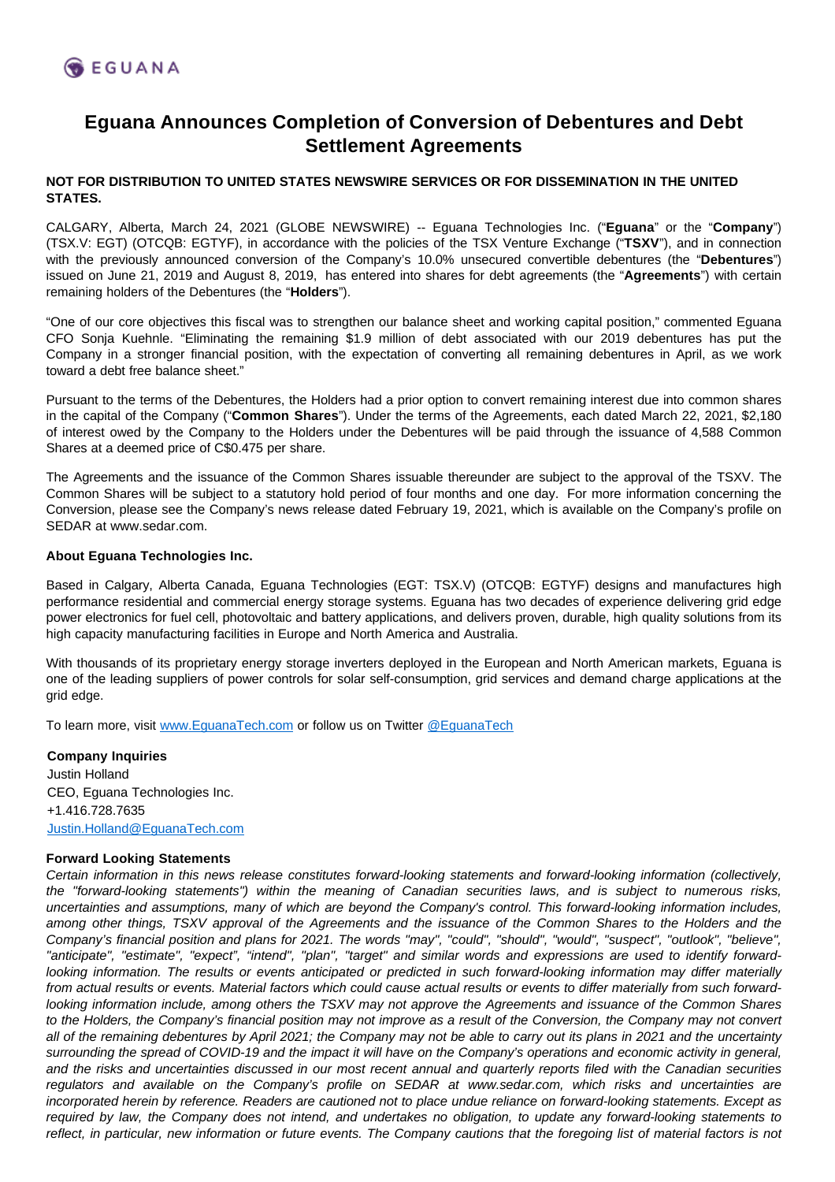EGUANA

# Eguana Announces Completion of Conversion of Debentures and Debt Settlement Agreements

**NOT FOR DISTRIBUTION TO UNITED STATES NEWSWIRE SERVICES OR FOR DISSEMINATION IN THE UNITED STATES.**

CALGARY, Alberta, March 24, 2021 (GLOBE NEWSWIRE) -- Eguana Technologies Inc. ("**Eguana**" or the "**Company**") (TSX.V: EGT) (OTCQB: EGTYF), in accordance with the policies of the TSX Venture Exchange ("**TSXV**"), and in connection with the previously announced conversion of the Company's 10.0% unsecured convertible debentures (the "**Debentures**") issued on June 21, 2019 and August 8, 2019, has entered into shares for debt agreements (the "**Agreements**") with certain remaining holders of the Debentures (the "**Holders**").

"One of our core objectives this fiscal was to strengthen our balance sheet and working capital position," commented Eguana CFO Sonja Kuehnle. "Eliminating the remaining $1.9 million of debt associated with our 2019 debentures has put the Company in a stronger financial position, with the expectation of converting all remaining debentures in April, as we work toward a debt free balance sheet."

Pursuant to the terms of the Debentures, the Holders had a prior option to convert remaining interest due into common shares in the capital of the Company ("**Common Shares**"). Under the terms of the Agreements, each dated March 22, 2021, $2,180 of interest owed by the Company to the Holders under the Debentures will be paid through the issuance of 4,588 Common Shares at a deemed price of C$0.475 per share.

The Agreements and the issuance of the Common Shares issuable thereunder are subject to the approval of the TSXV. The Common Shares will be subject to a statutory hold period of four months and one day. For more information concerning the Conversion, please see the Company's news release dated February 19, 2021, which is available on the Company's profile on SEDAR at www.sedar.com.

**About Eguana Technologies Inc.**

Based in Calgary, Alberta Canada, Eguana Technologies (EGT: TSX.V) (OTCQB: EGTYF) designs and manufactures high performance residential and commercial energy storage systems. Eguana has two decades of experience delivering grid edge power electronics for fuel cell, photovoltaic and battery applications, and delivers proven, durable, high quality solutions from its high capacity manufacturing facilities in Europe and North America and Australia.

With thousands of its proprietary energy storage inverters deployed in the European and North American markets, Eguana is one of the leading suppliers of power controls for solar self-consumption, grid services and demand charge applications at the grid edge.

To learn more, visit [www.EguanaTech.com](www.EguanaTech.com) or follow us on Twitter [@EguanaTech](@EguanaTech)

**Company Inquiries**
Justin Holland
CEO, Eguana Technologies Inc.
+1.416.728.7635
[Justin.Holland@EguanaTech.com](Justin.Holland@EguanaTech.com)

**Forward Looking Statements**

*Certain information in this news release constitutes forward-looking statements and forward-looking information (collectively, the "forward-looking statements") within the meaning of Canadian securities laws, and is subject to numerous risks, uncertainties and assumptions, many of which are beyond the Company's control. This forward-looking information includes, among other things, TSXV approval of the Agreements and the issuance of the Common Shares to the Holders and the Company's financial position and plans for 2021. The words "may", "could", "should", "would", "suspect", "outlook", "believe", "anticipate", "estimate", "expect", "intend", "plan", "target" and similar words and expressions are used to identify forward-looking information. The results or events anticipated or predicted in such forward-looking information may differ materially from actual results or events. Material factors which could cause actual results or events to differ materially from such forward-looking information include, among others the TSXV may not approve the Agreements and issuance of the Common Shares to the Holders, the Company's financial position may not improve as a result of the Conversion, the Company may not convert all of the remaining debentures by April 2021; the Company may not be able to carry out its plans in 2021 and the uncertainty surrounding the spread of COVID-19 and the impact it will have on the Company's operations and economic activity in general, and the risks and uncertainties discussed in our most recent annual and quarterly reports filed with the Canadian securities regulators and available on the Company's profile on SEDAR at www.sedar.com, which risks and uncertainties are incorporated herein by reference. Readers are cautioned not to place undue reliance on forward-looking statements. Except as required by law, the Company does not intend, and undertakes no obligation, to update any forward-looking statements to reflect, in particular, new information or future events. The Company cautions that the foregoing list of material factors is not*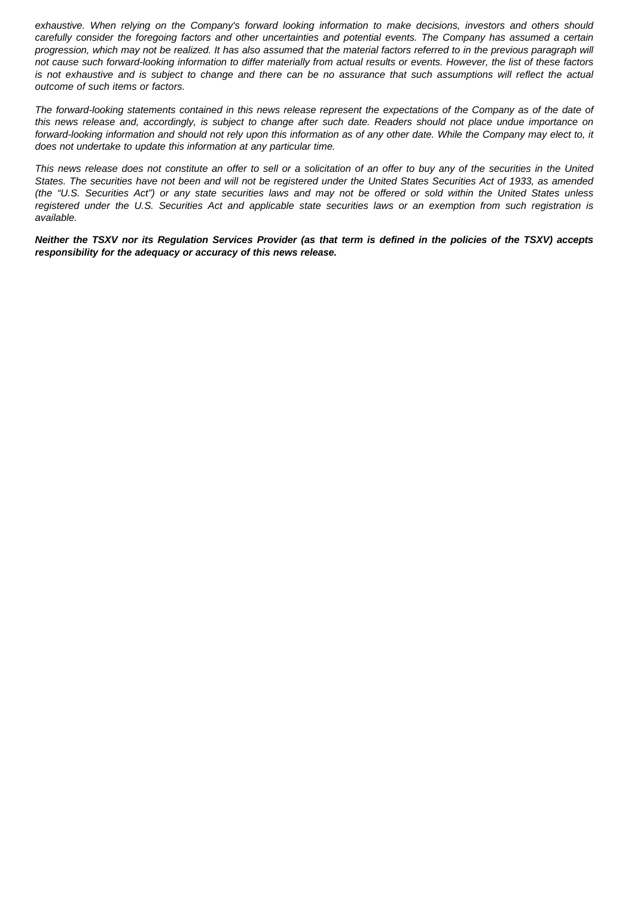*exhaustive. When relying on the Company's forward looking information to make decisions, investors and others should carefully consider the foregoing factors and other uncertainties and potential events. The Company has assumed a certain progression, which may not be realized. It has also assumed that the material factors referred to in the previous paragraph will not cause such forward-looking information to differ materially from actual results or events. However, the list of these factors is not exhaustive and is subject to change and there can be no assurance that such assumptions will reflect the actual outcome of such items or factors.*

*The forward-looking statements contained in this news release represent the expectations of the Company as of the date of this news release and, accordingly, is subject to change after such date. Readers should not place undue importance on forward-looking information and should not rely upon this information as of any other date. While the Company may elect to, it does not undertake to update this information at any particular time.*

*This news release does not constitute an offer to sell or a solicitation of an offer to buy any of the securities in the United States. The securities have not been and will not be registered under the United States Securities Act of 1933, as amended (the "U.S. Securities Act") or any state securities laws and may not be offered or sold within the United States unless registered under the U.S. Securities Act and applicable state securities laws or an exemption from such registration is available.*

***Neither the TSXV nor its Regulation Services Provider (as that term is defined in the policies of the TSXV) accepts responsibility for the adequacy or accuracy of this news release.***